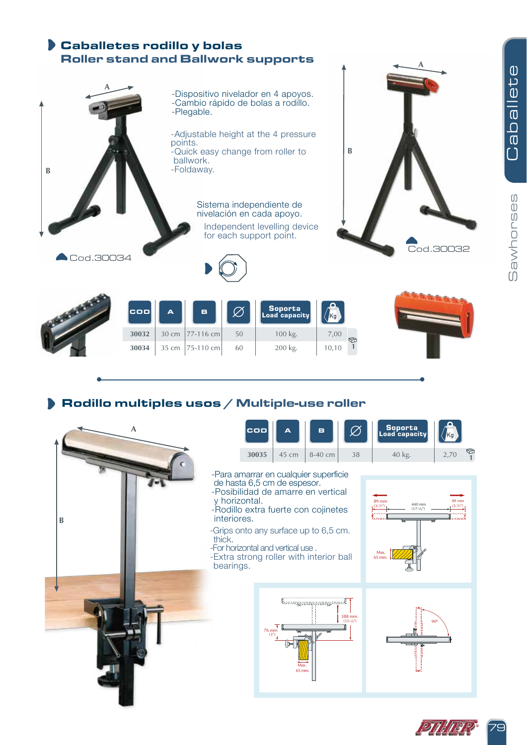## Caballetes rodillo y bolas
## Roller stand and Ballwork supports

-Dispositivo nivelador en 4 apoyos.
-Cambio rápido de bolas a rodillo.
-Plegable.

-Adjustable height at the 4 pressure points.
-Quick easy change from roller to ballwork.
-Foldaway.

Sistema independiente de nivelación en cada apoyo.

Independent levelling device for each support point.

Cod.30034

Cod.30032

| COD | A | B | Ø | Soporta Load capacity | Kg | |
|---|---|---|---|---|---|---|
| 30032 | 30 cm | 77-116 cm | 50 | 100 kg. | 7,00 | 1 |
| 30034 | 35 cm | 75-110 cm | 60 | 200 kg. | 10,10 | |

## Rodillo multiples usos / Multiple-use roller

| COD | A | B | Ø | Soporta Load capacity | Kg | |
|---|---|---|---|---|---|---|
| 30035 | 45 cm | 8-40 cm | 38 | 40 kg. | 2,70 | 1 |

-Para amarrar en cualquier superficie de hasta 6,5 cm de espesor.
-Posibilidad de amarre en vertical y horizontal.
-Rodillo extra fuerte con cojinetes interiores.

-Grips onto any surface up to 6,5 cm. thick.
-For horizontal and vertical use .
-Extra strong roller with interior ball bearings.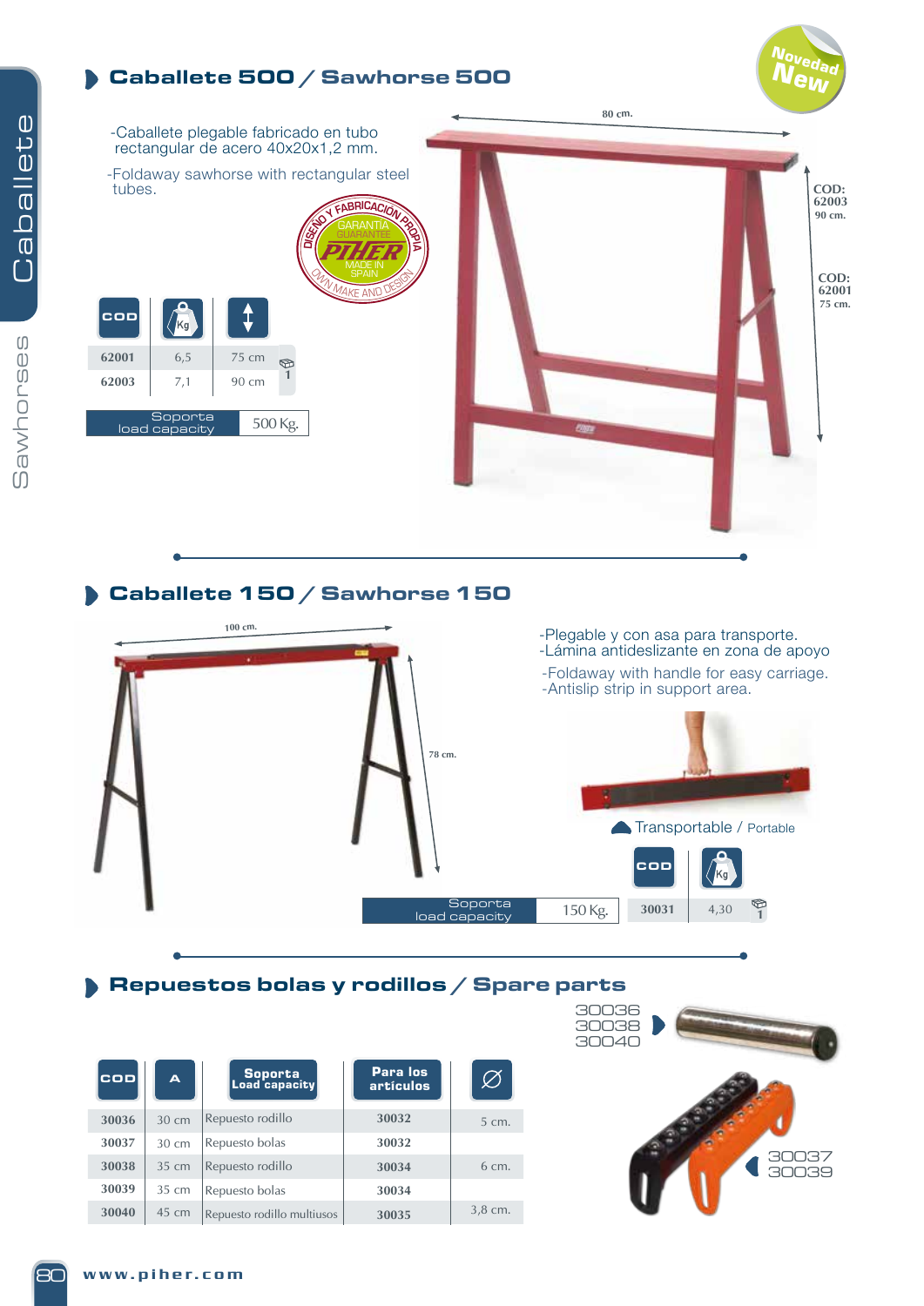## Caballete 500 / Sawhorse 500

Novedad New

-Caballete plegable fabricado en tubo rectangular de acero 40x20x1,2 mm.

-Foldaway sawhorse with rectangular steel tubes.

DISEÑO Y FABRICACIÓN PROPIA · GARANTÍA GUARANTEE · PIHER · MADE IN SPAIN · OWN MAKE AND DESIGN

| COD | Kg | ↕ | |
|---|---|---|---|
| 62001 | 6,5 | 75 cm | 1 |
| 62003 | 7,1 | 90 cm | |

| Soporta load capacity | 500 Kg. |
|---|---|

80 cm.

COD: 62003 90 cm.

COD: 62001 75 cm.

## Caballete 150 / Sawhorse 150

100 cm.

78 cm.

-Plegable y con asa para transporte.
-Lámina antideslizante en zona de apoyo

-Foldaway with handle for easy carriage.
-Antislip strip in support area.

Transportable / Portable

| Soporta load capacity | 150 Kg. |
|---|---|

| COD | Kg | |
|---|---|---|
| 30031 | 4,30 | 1 |

## Repuestos bolas y rodillos / Spare parts

30036
30038
30040

30037
30039

| COD | A | Soporta Load capacity | Para los artículos | ∅ |
|---|---|---|---|---|
| 30036 | 30 cm | Repuesto rodillo | 30032 | 5 cm. |
| 30037 | 30 cm | Repuesto bolas | 30032 | |
| 30038 | 35 cm | Repuesto rodillo | 30034 | 6 cm. |
| 30039 | 35 cm | Repuesto bolas | 30034 | |
| 30040 | 45 cm | Repuesto rodillo multiusos | 30035 | 3,8 cm. |

www.piher.com